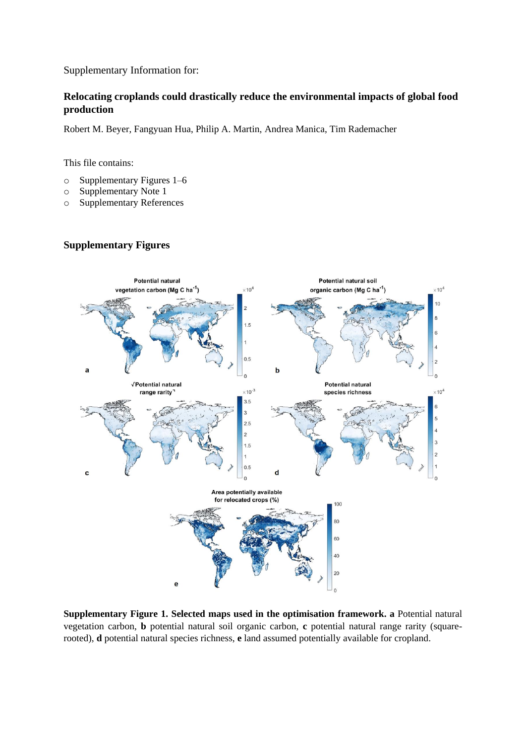Supplementary Information for:

# Relocating croplands could drastically reduce the environmental impacts of global food production

Robert M. Beyer, Fangyuan Hua, Philip A. Martin, Andrea Manica, Tim Rademacher

This file contains:

- Supplementary Figures 1–6
- Supplementary Note 1
- Supplementary References

## Supplementary Figures

**Supplementary Figure 1. Selected maps used in the optimisation framework. a** Potential natural vegetation carbon, **b** potential natural soil organic carbon, **c** potential natural range rarity (square-rooted), **d** potential natural species richness, **e** land assumed potentially available for cropland.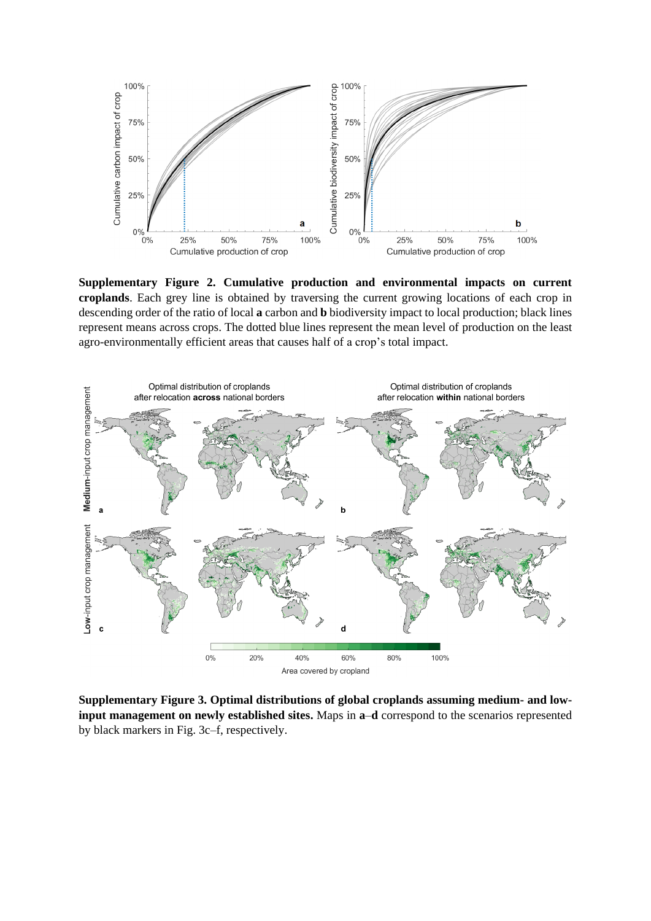**Supplementary Figure 2. Cumulative production and environmental impacts on current croplands**. Each grey line is obtained by traversing the current growing locations of each crop in descending order of the ratio of local **a** carbon and **b** biodiversity impact to local production; black lines represent means across crops. The dotted blue lines represent the mean level of production on the least agro-environmentally efficient areas that causes half of a crop's total impact.

**Supplementary Figure 3. Optimal distributions of global croplands assuming medium- and low-input management on newly established sites.** Maps in **a**–**d** correspond to the scenarios represented by black markers in Fig. 3c–f, respectively.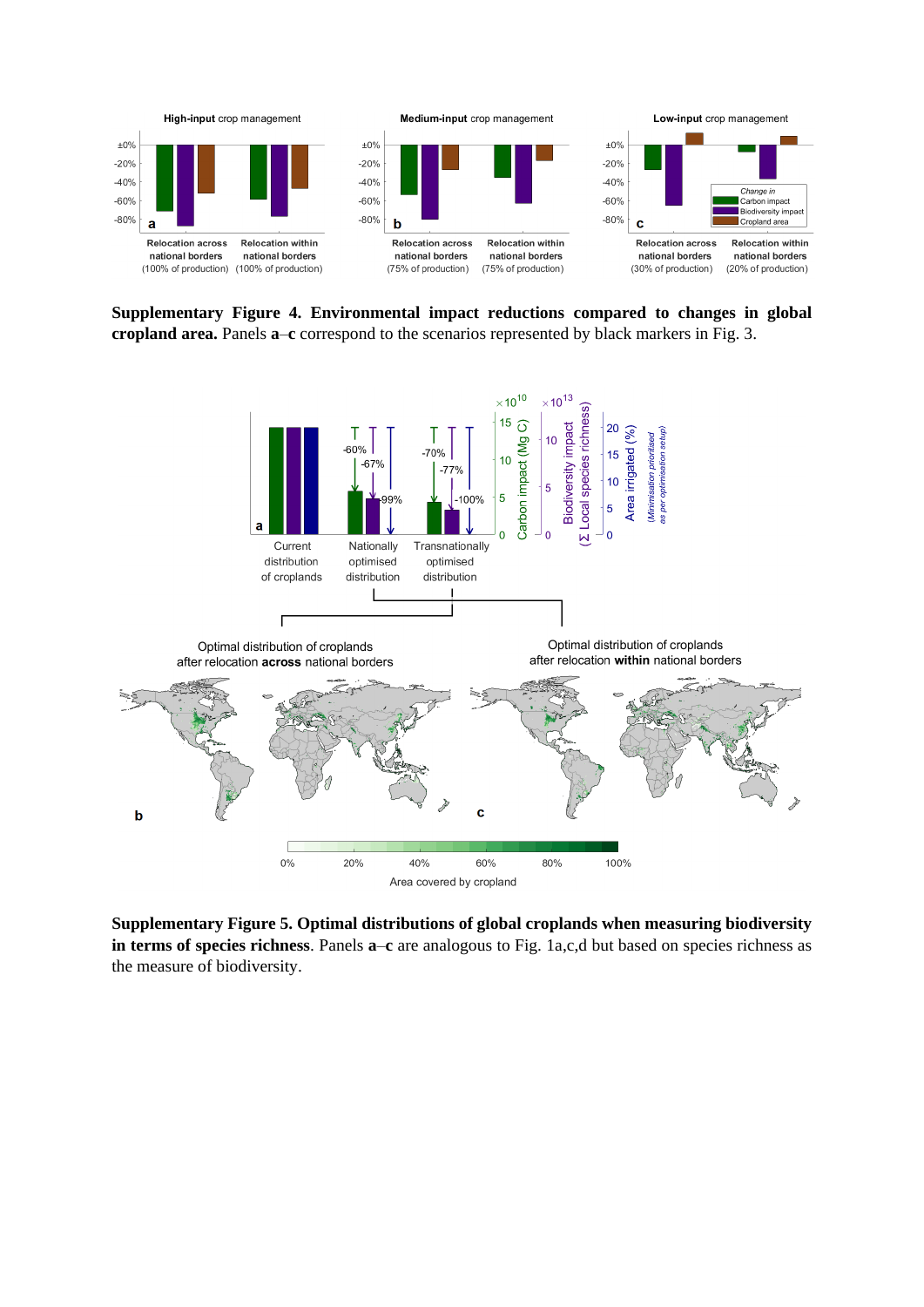**Supplementary Figure 4. Environmental impact reductions compared to changes in global cropland area.** Panels **a**–**c** correspond to the scenarios represented by black markers in Fig. 3.

**Supplementary Figure 5. Optimal distributions of global croplands when measuring biodiversity in terms of species richness**. Panels **a**–**c** are analogous to Fig. 1a,c,d but based on species richness as the measure of biodiversity.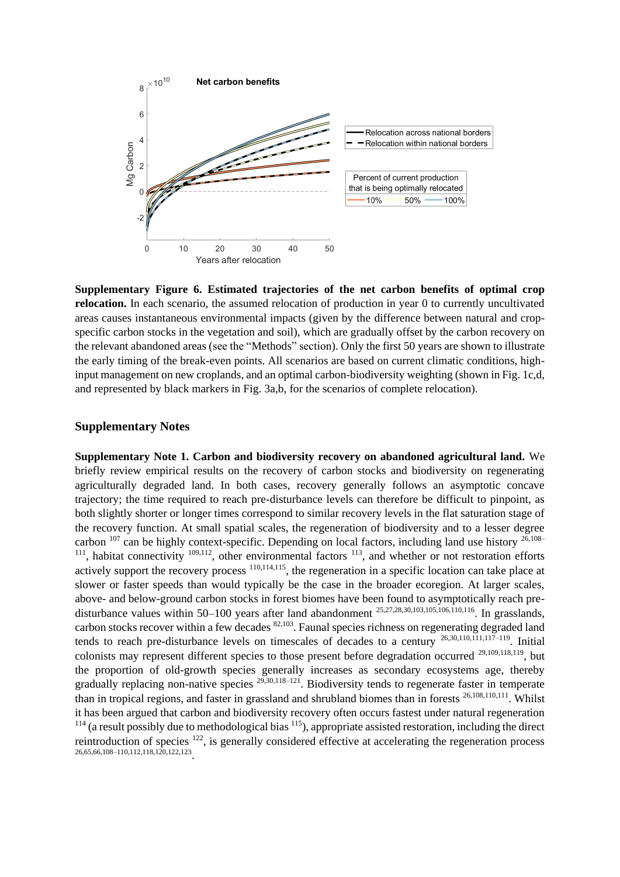**Supplementary Figure 6. Estimated trajectories of the net carbon benefits of optimal crop relocation.** In each scenario, the assumed relocation of production in year 0 to currently uncultivated areas causes instantaneous environmental impacts (given by the difference between natural and crop-specific carbon stocks in the vegetation and soil), which are gradually offset by the carbon recovery on the relevant abandoned areas (see the "Methods" section). Only the first 50 years are shown to illustrate the early timing of the break-even points. All scenarios are based on current climatic conditions, high-input management on new croplands, and an optimal carbon-biodiversity weighting (shown in Fig. 1c,d, and represented by black markers in Fig. 3a,b, for the scenarios of complete relocation).

## Supplementary Notes

**Supplementary Note 1. Carbon and biodiversity recovery on abandoned agricultural land.** We briefly review empirical results on the recovery of carbon stocks and biodiversity on regenerating agriculturally degraded land. In both cases, recovery generally follows an asymptotic concave trajectory; the time required to reach pre-disturbance levels can therefore be difficult to pinpoint, as both slightly shorter or longer times correspond to similar recovery levels in the flat saturation stage of the recovery function. At small spatial scales, the regeneration of biodiversity and to a lesser degree carbon [107] can be highly context-specific. Depending on local factors, including land use history [26,108–111], habitat connectivity [109,112], other environmental factors [113], and whether or not restoration efforts actively support the recovery process [110,114,115], the regeneration in a specific location can take place at slower or faster speeds than would typically be the case in the broader ecoregion. At larger scales, above- and below-ground carbon stocks in forest biomes have been found to asymptotically reach pre-disturbance values within 50–100 years after land abandonment [25,27,28,30,103,105,106,110,116]. In grasslands, carbon stocks recover within a few decades [82,103]. Faunal species richness on regenerating degraded land tends to reach pre-disturbance levels on timescales of decades to a century [26,30,110,111,117–119]. Initial colonists may represent different species to those present before degradation occurred [29,109,118,119], but the proportion of old-growth species generally increases as secondary ecosystems age, thereby gradually replacing non-native species [29,30,118–121]. Biodiversity tends to regenerate faster in temperate than in tropical regions, and faster in grassland and shrubland biomes than in forests [26,108,110,111]. Whilst it has been argued that carbon and biodiversity recovery often occurs fastest under natural regeneration [114] (a result possibly due to methodological bias [115]), appropriate assisted restoration, including the direct reintroduction of species [122], is generally considered effective at accelerating the regeneration process [26,65,66,108–110,112,118,120,122,123].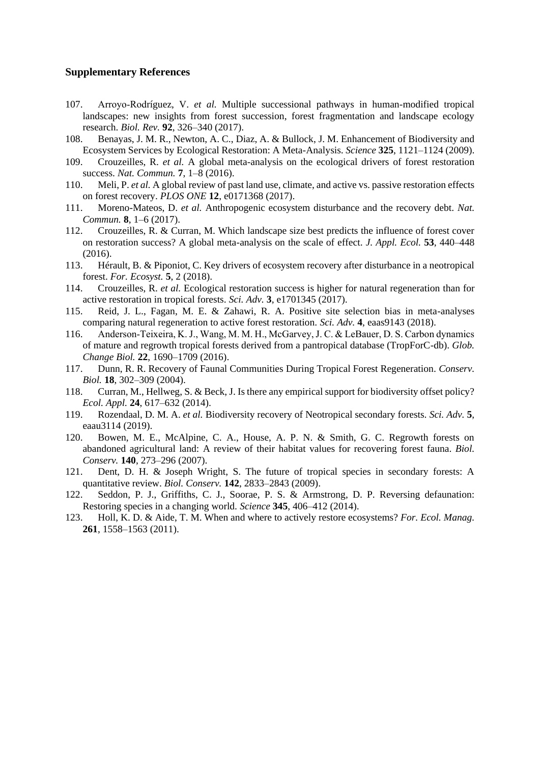### Supplementary References

107. Arroyo-Rodríguez, V. *et al.* Multiple successional pathways in human-modified tropical landscapes: new insights from forest succession, forest fragmentation and landscape ecology research. *Biol. Rev.* **92**, 326–340 (2017).
108. Benayas, J. M. R., Newton, A. C., Diaz, A. & Bullock, J. M. Enhancement of Biodiversity and Ecosystem Services by Ecological Restoration: A Meta-Analysis. *Science* **325**, 1121–1124 (2009).
109. Crouzeilles, R. *et al.* A global meta-analysis on the ecological drivers of forest restoration success. *Nat. Commun.* **7**, 1–8 (2016).
110. Meli, P. *et al.* A global review of past land use, climate, and active vs. passive restoration effects on forest recovery. *PLOS ONE* **12**, e0171368 (2017).
111. Moreno-Mateos, D. *et al.* Anthropogenic ecosystem disturbance and the recovery debt. *Nat. Commun.* **8**, 1–6 (2017).
112. Crouzeilles, R. & Curran, M. Which landscape size best predicts the influence of forest cover on restoration success? A global meta-analysis on the scale of effect. *J. Appl. Ecol.* **53**, 440–448 (2016).
113. Hérault, B. & Piponiot, C. Key drivers of ecosystem recovery after disturbance in a neotropical forest. *For. Ecosyst.* **5**, 2 (2018).
114. Crouzeilles, R. *et al.* Ecological restoration success is higher for natural regeneration than for active restoration in tropical forests. *Sci. Adv.* **3**, e1701345 (2017).
115. Reid, J. L., Fagan, M. E. & Zahawi, R. A. Positive site selection bias in meta-analyses comparing natural regeneration to active forest restoration. *Sci. Adv.* **4**, eaas9143 (2018).
116. Anderson-Teixeira, K. J., Wang, M. M. H., McGarvey, J. C. & LeBauer, D. S. Carbon dynamics of mature and regrowth tropical forests derived from a pantropical database (TropForC-db). *Glob. Change Biol.* **22**, 1690–1709 (2016).
117. Dunn, R. R. Recovery of Faunal Communities During Tropical Forest Regeneration. *Conserv. Biol.* **18**, 302–309 (2004).
118. Curran, M., Hellweg, S. & Beck, J. Is there any empirical support for biodiversity offset policy? *Ecol. Appl.* **24**, 617–632 (2014).
119. Rozendaal, D. M. A. *et al.* Biodiversity recovery of Neotropical secondary forests. *Sci. Adv.* **5**, eaau3114 (2019).
120. Bowen, M. E., McAlpine, C. A., House, A. P. N. & Smith, G. C. Regrowth forests on abandoned agricultural land: A review of their habitat values for recovering forest fauna. *Biol. Conserv.* **140**, 273–296 (2007).
121. Dent, D. H. & Joseph Wright, S. The future of tropical species in secondary forests: A quantitative review. *Biol. Conserv.* **142**, 2833–2843 (2009).
122. Seddon, P. J., Griffiths, C. J., Soorae, P. S. & Armstrong, D. P. Reversing defaunation: Restoring species in a changing world. *Science* **345**, 406–412 (2014).
123. Holl, K. D. & Aide, T. M. When and where to actively restore ecosystems? *For. Ecol. Manag.* **261**, 1558–1563 (2011).